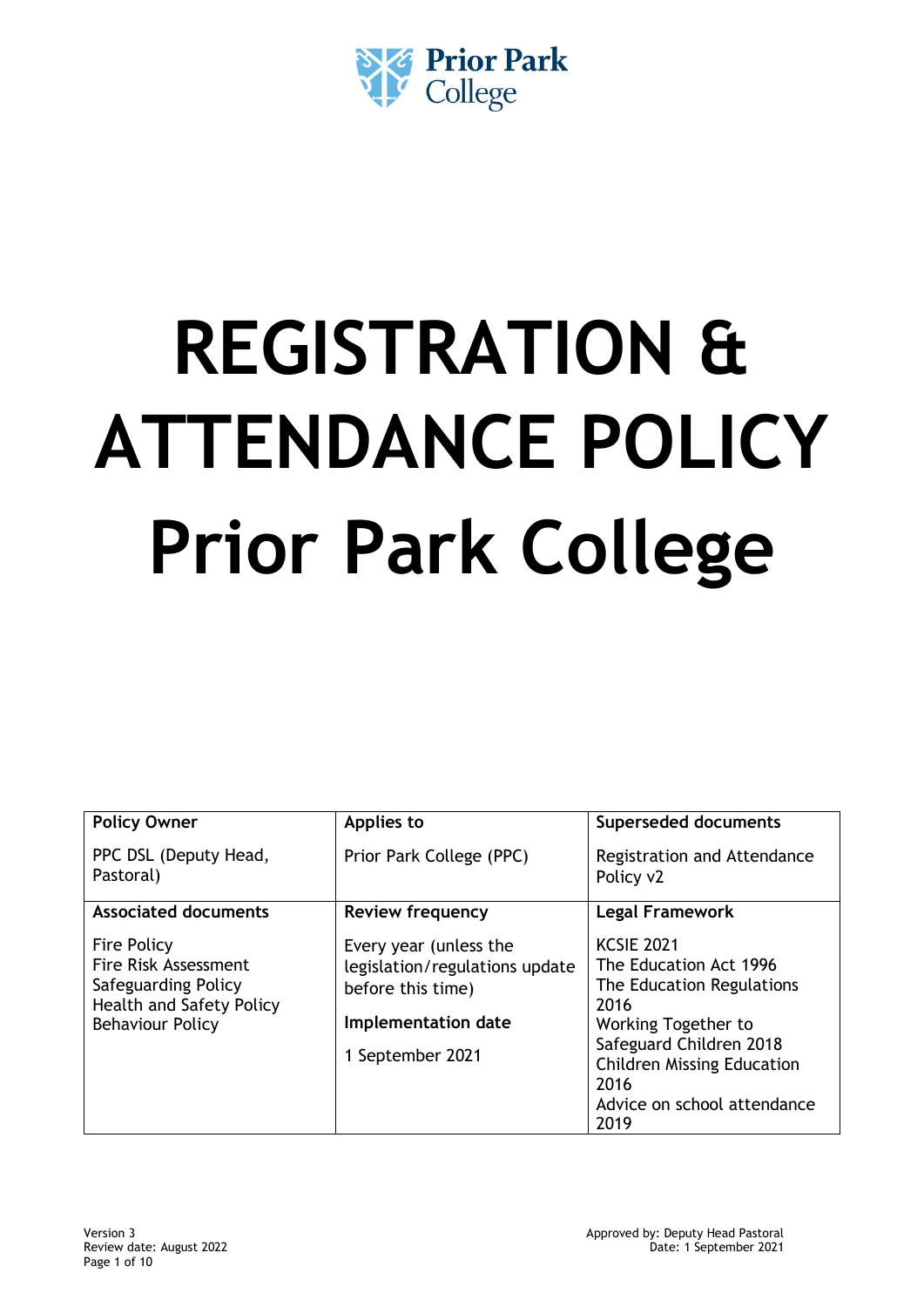# REGISTRATION & ATTENDANCE POLICY Prior Park College

| **Policy Owner** | **Applies to** | **Superseded documents** |
|---|---|---|
| PPC DSL (Deputy Head, Pastoral) | Prior Park College (PPC) | Registration and Attendance Policy v2 |
| **Associated documents** | **Review frequency** | **Legal Framework** |
| Fire Policy<br>Fire Risk Assessment<br>Safeguarding Policy<br>Health and Safety Policy<br>Behaviour Policy | Every year (unless the legislation/regulations update before this time)<br><br>**Implementation date**<br><br>1 September 2021 | KCSIE 2021<br>The Education Act 1996<br>The Education Regulations 2016<br>Working Together to Safeguard Children 2018<br>Children Missing Education 2016<br>Advice on school attendance 2019 |

Version 3
Review date: August 2022

Approved by: Deputy Head Pastoral
Date: 1 September 2021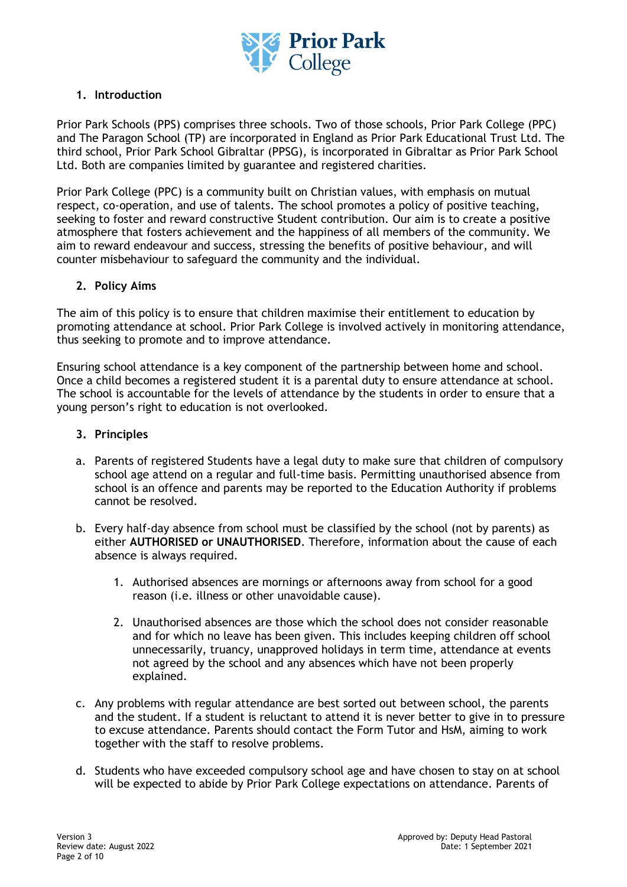## 1. Introduction

Prior Park Schools (PPS) comprises three schools. Two of those schools, Prior Park College (PPC) and The Paragon School (TP) are incorporated in England as Prior Park Educational Trust Ltd. The third school, Prior Park School Gibraltar (PPSG), is incorporated in Gibraltar as Prior Park School Ltd. Both are companies limited by guarantee and registered charities.

Prior Park College (PPC) is a community built on Christian values, with emphasis on mutual respect, co-operation, and use of talents. The school promotes a policy of positive teaching, seeking to foster and reward constructive Student contribution. Our aim is to create a positive atmosphere that fosters achievement and the happiness of all members of the community. We aim to reward endeavour and success, stressing the benefits of positive behaviour, and will counter misbehaviour to safeguard the community and the individual.

## 2. Policy Aims

The aim of this policy is to ensure that children maximise their entitlement to education by promoting attendance at school. Prior Park College is involved actively in monitoring attendance, thus seeking to promote and to improve attendance.

Ensuring school attendance is a key component of the partnership between home and school. Once a child becomes a registered student it is a parental duty to ensure attendance at school. The school is accountable for the levels of attendance by the students in order to ensure that a young person's right to education is not overlooked.

## 3. Principles

a. Parents of registered Students have a legal duty to make sure that children of compulsory school age attend on a regular and full-time basis. Permitting unauthorised absence from school is an offence and parents may be reported to the Education Authority if problems cannot be resolved.

b. Every half-day absence from school must be classified by the school (not by parents) as either **AUTHORISED or UNAUTHORISED**. Therefore, information about the cause of each absence is always required.

   1. Authorised absences are mornings or afternoons away from school for a good reason (i.e. illness or other unavoidable cause).

   2. Unauthorised absences are those which the school does not consider reasonable and for which no leave has been given. This includes keeping children off school unnecessarily, truancy, unapproved holidays in term time, attendance at events not agreed by the school and any absences which have not been properly explained.

c. Any problems with regular attendance are best sorted out between school, the parents and the student. If a student is reluctant to attend it is never better to give in to pressure to excuse attendance. Parents should contact the Form Tutor and HsM, aiming to work together with the staff to resolve problems.

d. Students who have exceeded compulsory school age and have chosen to stay on at school will be expected to abide by Prior Park College expectations on attendance. Parents of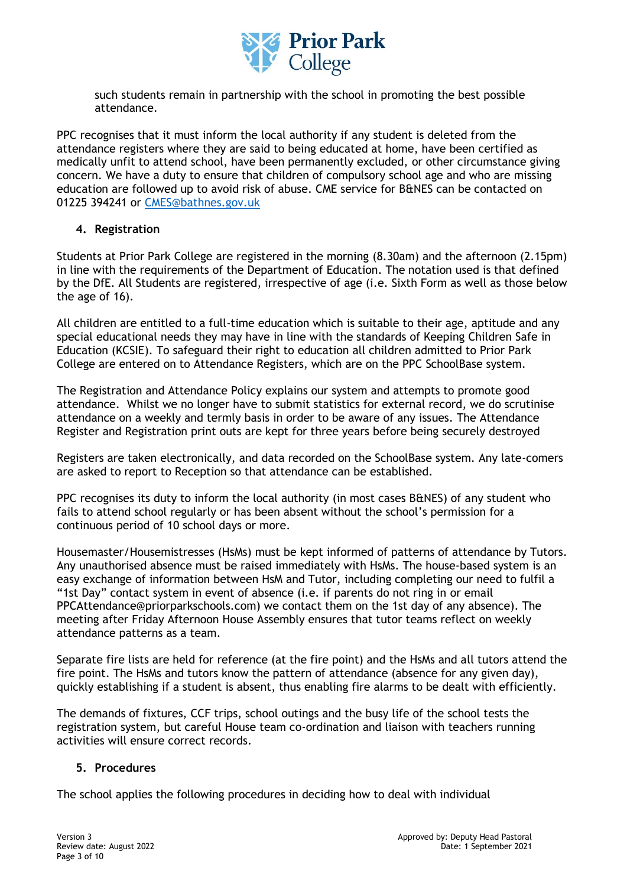such students remain in partnership with the school in promoting the best possible attendance.

PPC recognises that it must inform the local authority if any student is deleted from the attendance registers where they are said to being educated at home, have been certified as medically unfit to attend school, have been permanently excluded, or other circumstance giving concern. We have a duty to ensure that children of compulsory school age and who are missing education are followed up to avoid risk of abuse. CME service for B&NES can be contacted on 01225 394241 or [CMES@bathnes.gov.uk](mailto:CMES@bathnes.gov.uk)

## 4. Registration

Students at Prior Park College are registered in the morning (8.30am) and the afternoon (2.15pm) in line with the requirements of the Department of Education. The notation used is that defined by the DfE. All Students are registered, irrespective of age (i.e. Sixth Form as well as those below the age of 16).

All children are entitled to a full-time education which is suitable to their age, aptitude and any special educational needs they may have in line with the standards of Keeping Children Safe in Education (KCSIE). To safeguard their right to education all children admitted to Prior Park College are entered on to Attendance Registers, which are on the PPC SchoolBase system.

The Registration and Attendance Policy explains our system and attempts to promote good attendance. Whilst we no longer have to submit statistics for external record, we do scrutinise attendance on a weekly and termly basis in order to be aware of any issues. The Attendance Register and Registration print outs are kept for three years before being securely destroyed

Registers are taken electronically, and data recorded on the SchoolBase system. Any late-comers are asked to report to Reception so that attendance can be established.

PPC recognises its duty to inform the local authority (in most cases B&NES) of any student who fails to attend school regularly or has been absent without the school's permission for a continuous period of 10 school days or more.

Housemaster/Housemistresses (HsMs) must be kept informed of patterns of attendance by Tutors. Any unauthorised absence must be raised immediately with HsMs. The house-based system is an easy exchange of information between HsM and Tutor, including completing our need to fulfil a "1st Day" contact system in event of absence (i.e. if parents do not ring in or email PPCAttendance@priorparkschools.com) we contact them on the 1st day of any absence). The meeting after Friday Afternoon House Assembly ensures that tutor teams reflect on weekly attendance patterns as a team.

Separate fire lists are held for reference (at the fire point) and the HsMs and all tutors attend the fire point. The HsMs and tutors know the pattern of attendance (absence for any given day), quickly establishing if a student is absent, thus enabling fire alarms to be dealt with efficiently.

The demands of fixtures, CCF trips, school outings and the busy life of the school tests the registration system, but careful House team co-ordination and liaison with teachers running activities will ensure correct records.

## 5. Procedures

The school applies the following procedures in deciding how to deal with individual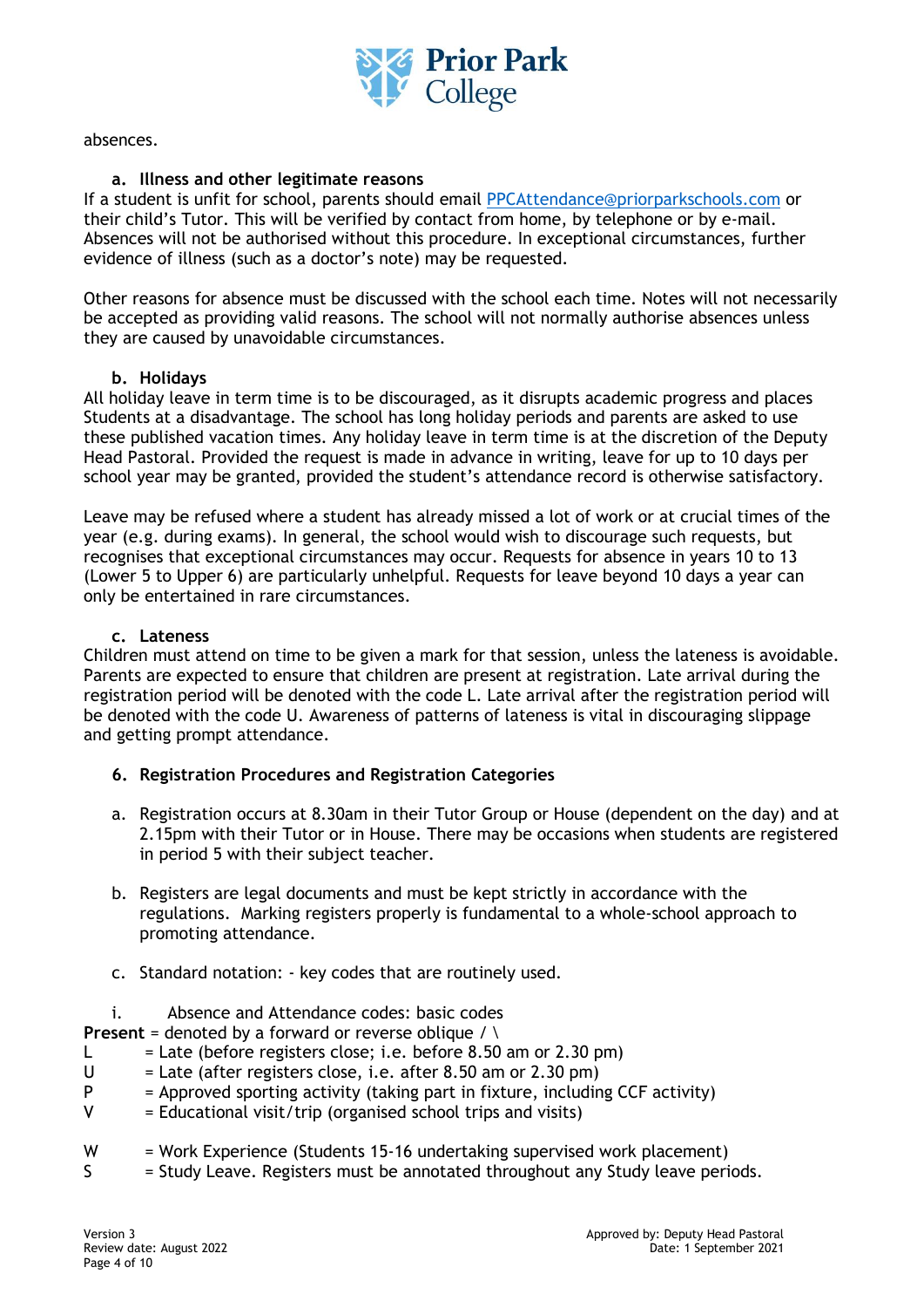absences.

### a. Illness and other legitimate reasons

If a student is unfit for school, parents should email PPCAttendance@priorparkschools.com or their child's Tutor. This will be verified by contact from home, by telephone or by e-mail. Absences will not be authorised without this procedure. In exceptional circumstances, further evidence of illness (such as a doctor's note) may be requested.

Other reasons for absence must be discussed with the school each time. Notes will not necessarily be accepted as providing valid reasons. The school will not normally authorise absences unless they are caused by unavoidable circumstances.

### b. Holidays

All holiday leave in term time is to be discouraged, as it disrupts academic progress and places Students at a disadvantage. The school has long holiday periods and parents are asked to use these published vacation times. Any holiday leave in term time is at the discretion of the Deputy Head Pastoral. Provided the request is made in advance in writing, leave for up to 10 days per school year may be granted, provided the student's attendance record is otherwise satisfactory.

Leave may be refused where a student has already missed a lot of work or at crucial times of the year (e.g. during exams). In general, the school would wish to discourage such requests, but recognises that exceptional circumstances may occur. Requests for absence in years 10 to 13 (Lower 5 to Upper 6) are particularly unhelpful. Requests for leave beyond 10 days a year can only be entertained in rare circumstances.

### c. Lateness

Children must attend on time to be given a mark for that session, unless the lateness is avoidable. Parents are expected to ensure that children are present at registration. Late arrival during the registration period will be denoted with the code L. Late arrival after the registration period will be denoted with the code U. Awareness of patterns of lateness is vital in discouraging slippage and getting prompt attendance.

## 6. Registration Procedures and Registration Categories

a. Registration occurs at 8.30am in their Tutor Group or House (dependent on the day) and at 2.15pm with their Tutor or in House. There may be occasions when students are registered in period 5 with their subject teacher.

b. Registers are legal documents and must be kept strictly in accordance with the regulations. Marking registers properly is fundamental to a whole-school approach to promoting attendance.

c. Standard notation: - key codes that are routinely used.

i. Absence and Attendance codes: basic codes

**Present** = denoted by a forward or reverse oblique / \

L = Late (before registers close; i.e. before 8.50 am or 2.30 pm)
U = Late (after registers close, i.e. after 8.50 am or 2.30 pm)
P = Approved sporting activity (taking part in fixture, including CCF activity)
V = Educational visit/trip (organised school trips and visits)

W = Work Experience (Students 15-16 undertaking supervised work placement)
S = Study Leave. Registers must be annotated throughout any Study leave periods.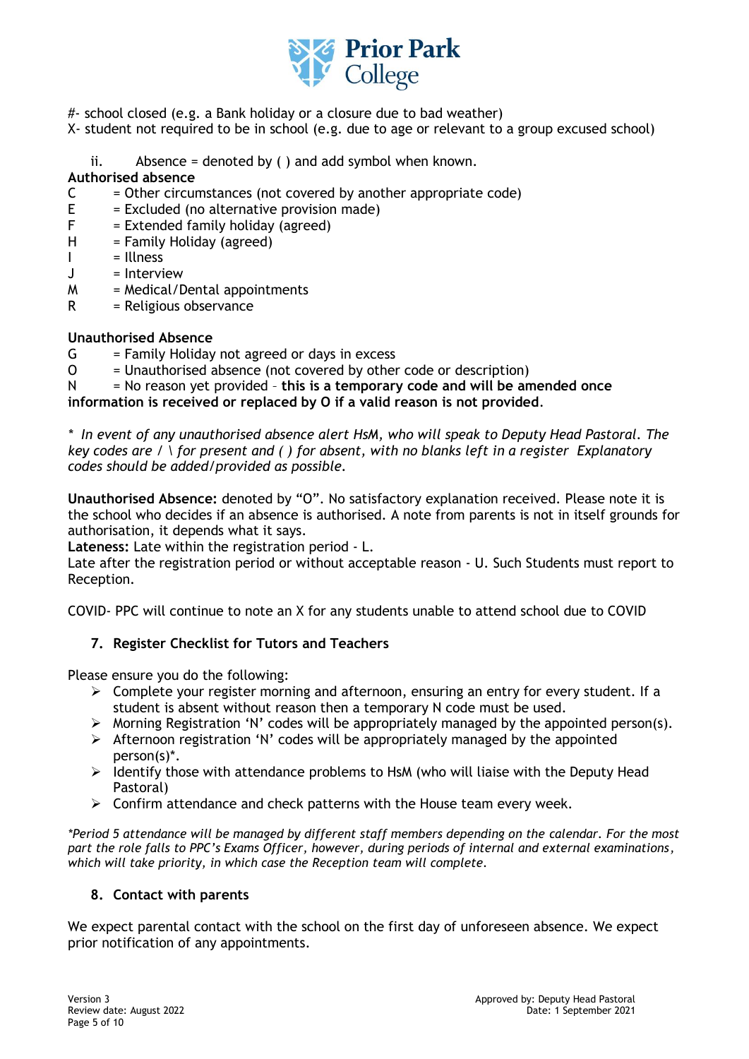#- school closed (e.g. a Bank holiday or a closure due to bad weather)
X- student not required to be in school (e.g. due to age or relevant to a group excused school)

ii. Absence = denoted by ( ) and add symbol when known.

**Authorised absence**

C = Other circumstances (not covered by another appropriate code)
E = Excluded (no alternative provision made)
F = Extended family holiday (agreed)
H = Family Holiday (agreed)
I = Illness
J = Interview
M = Medical/Dental appointments
R = Religious observance

**Unauthorised Absence**

G = Family Holiday not agreed or days in excess
O = Unauthorised absence (not covered by other code or description)
N = No reason yet provided – **this is a temporary code and will be amended once information is received or replaced by O if a valid reason is not provided**.

*\* In event of any unauthorised absence alert HsM, who will speak to Deputy Head Pastoral. The key codes are / \ for present and ( ) for absent, with no blanks left in a register Explanatory codes should be added/provided as possible.*

**Unauthorised Absence:** denoted by "O". No satisfactory explanation received. Please note it is the school who decides if an absence is authorised. A note from parents is not in itself grounds for authorisation, it depends what it says.
**Lateness:** Late within the registration period - L.
Late after the registration period or without acceptable reason - U. Such Students must report to Reception.

COVID- PPC will continue to note an X for any students unable to attend school due to COVID

## 7. Register Checklist for Tutors and Teachers

Please ensure you do the following:

- Complete your register morning and afternoon, ensuring an entry for every student. If a student is absent without reason then a temporary N code must be used.
- Morning Registration 'N' codes will be appropriately managed by the appointed person(s).
- Afternoon registration 'N' codes will be appropriately managed by the appointed person(s)*.
- Identify those with attendance problems to HsM (who will liaise with the Deputy Head Pastoral)
- Confirm attendance and check patterns with the House team every week.

*\*Period 5 attendance will be managed by different staff members depending on the calendar. For the most part the role falls to PPC's Exams Officer, however, during periods of internal and external examinations, which will take priority, in which case the Reception team will complete.*

## 8. Contact with parents

We expect parental contact with the school on the first day of unforeseen absence. We expect prior notification of any appointments.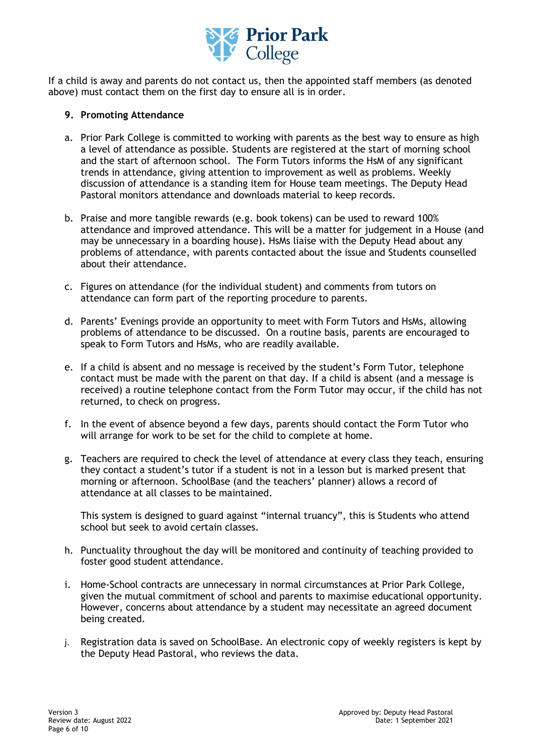If a child is away and parents do not contact us, then the appointed staff members (as denoted above) must contact them on the first day to ensure all is in order.

## 9. Promoting Attendance

a. Prior Park College is committed to working with parents as the best way to ensure as high a level of attendance as possible. Students are registered at the start of morning school and the start of afternoon school. The Form Tutors informs the HsM of any significant trends in attendance, giving attention to improvement as well as problems. Weekly discussion of attendance is a standing item for House team meetings. The Deputy Head Pastoral monitors attendance and downloads material to keep records.

b. Praise and more tangible rewards (e.g. book tokens) can be used to reward 100% attendance and improved attendance. This will be a matter for judgement in a House (and may be unnecessary in a boarding house). HsMs liaise with the Deputy Head about any problems of attendance, with parents contacted about the issue and Students counselled about their attendance.

c. Figures on attendance (for the individual student) and comments from tutors on attendance can form part of the reporting procedure to parents.

d. Parents' Evenings provide an opportunity to meet with Form Tutors and HsMs, allowing problems of attendance to be discussed. On a routine basis, parents are encouraged to speak to Form Tutors and HsMs, who are readily available.

e. If a child is absent and no message is received by the student's Form Tutor, telephone contact must be made with the parent on that day. If a child is absent (and a message is received) a routine telephone contact from the Form Tutor may occur, if the child has not returned, to check on progress.

f. In the event of absence beyond a few days, parents should contact the Form Tutor who will arrange for work to be set for the child to complete at home.

g. Teachers are required to check the level of attendance at every class they teach, ensuring they contact a student's tutor if a student is not in a lesson but is marked present that morning or afternoon. SchoolBase (and the teachers' planner) allows a record of attendance at all classes to be maintained.

   This system is designed to guard against "internal truancy", this is Students who attend school but seek to avoid certain classes.

h. Punctuality throughout the day will be monitored and continuity of teaching provided to foster good student attendance.

i. Home-School contracts are unnecessary in normal circumstances at Prior Park College, given the mutual commitment of school and parents to maximise educational opportunity. However, concerns about attendance by a student may necessitate an agreed document being created.

j. Registration data is saved on SchoolBase. An electronic copy of weekly registers is kept by the Deputy Head Pastoral, who reviews the data.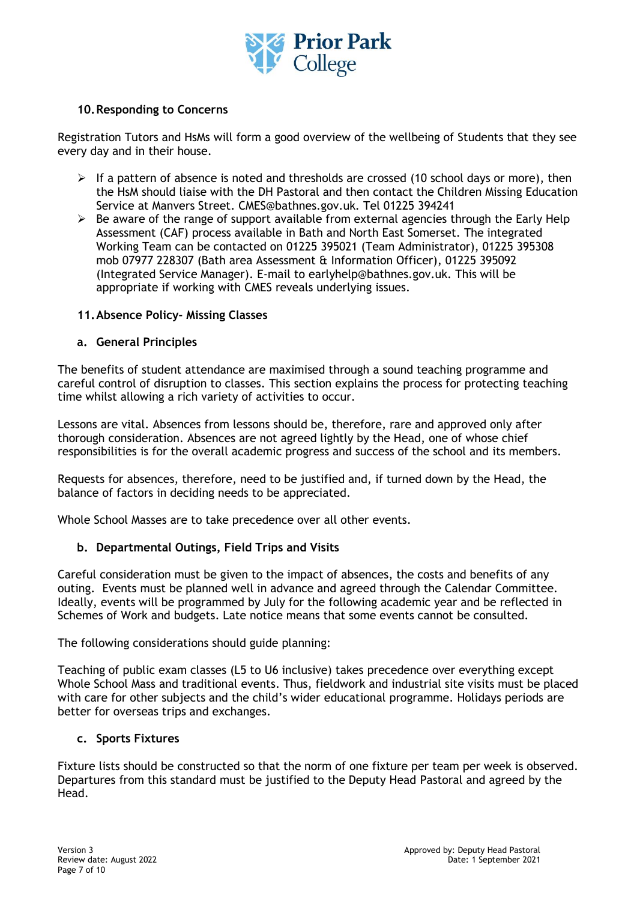## 10. Responding to Concerns

Registration Tutors and HsMs will form a good overview of the wellbeing of Students that they see every day and in their house.

- If a pattern of absence is noted and thresholds are crossed (10 school days or more), then the HsM should liaise with the DH Pastoral and then contact the Children Missing Education Service at Manvers Street. CMES@bathnes.gov.uk. Tel 01225 394241
- Be aware of the range of support available from external agencies through the Early Help Assessment (CAF) process available in Bath and North East Somerset. The integrated Working Team can be contacted on 01225 395021 (Team Administrator), 01225 395308 mob 07977 228307 (Bath area Assessment & Information Officer), 01225 395092 (Integrated Service Manager). E-mail to earlyhelp@bathnes.gov.uk. This will be appropriate if working with CMES reveals underlying issues.

## 11. Absence Policy- Missing Classes

### a. General Principles

The benefits of student attendance are maximised through a sound teaching programme and careful control of disruption to classes. This section explains the process for protecting teaching time whilst allowing a rich variety of activities to occur.

Lessons are vital. Absences from lessons should be, therefore, rare and approved only after thorough consideration. Absences are not agreed lightly by the Head, one of whose chief responsibilities is for the overall academic progress and success of the school and its members.

Requests for absences, therefore, need to be justified and, if turned down by the Head, the balance of factors in deciding needs to be appreciated.

Whole School Masses are to take precedence over all other events.

### b. Departmental Outings, Field Trips and Visits

Careful consideration must be given to the impact of absences, the costs and benefits of any outing. Events must be planned well in advance and agreed through the Calendar Committee. Ideally, events will be programmed by July for the following academic year and be reflected in Schemes of Work and budgets. Late notice means that some events cannot be consulted.

The following considerations should guide planning:

Teaching of public exam classes (L5 to U6 inclusive) takes precedence over everything except Whole School Mass and traditional events. Thus, fieldwork and industrial site visits must be placed with care for other subjects and the child's wider educational programme. Holidays periods are better for overseas trips and exchanges.

### c. Sports Fixtures

Fixture lists should be constructed so that the norm of one fixture per team per week is observed. Departures from this standard must be justified to the Deputy Head Pastoral and agreed by the Head.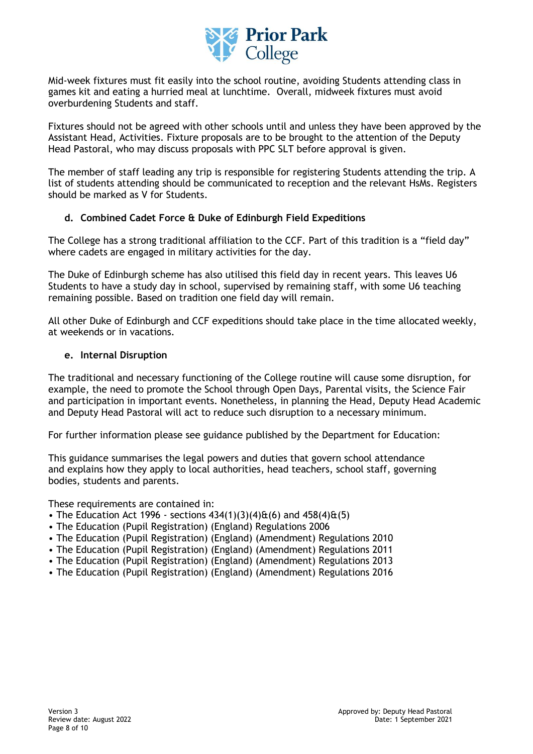Mid-week fixtures must fit easily into the school routine, avoiding Students attending class in games kit and eating a hurried meal at lunchtime. Overall, midweek fixtures must avoid overburdening Students and staff.

Fixtures should not be agreed with other schools until and unless they have been approved by the Assistant Head, Activities. Fixture proposals are to be brought to the attention of the Deputy Head Pastoral, who may discuss proposals with PPC SLT before approval is given.

The member of staff leading any trip is responsible for registering Students attending the trip. A list of students attending should be communicated to reception and the relevant HsMs. Registers should be marked as V for Students.

### d. Combined Cadet Force & Duke of Edinburgh Field Expeditions

The College has a strong traditional affiliation to the CCF. Part of this tradition is a "field day" where cadets are engaged in military activities for the day.

The Duke of Edinburgh scheme has also utilised this field day in recent years. This leaves U6 Students to have a study day in school, supervised by remaining staff, with some U6 teaching remaining possible. Based on tradition one field day will remain.

All other Duke of Edinburgh and CCF expeditions should take place in the time allocated weekly, at weekends or in vacations.

### e. Internal Disruption

The traditional and necessary functioning of the College routine will cause some disruption, for example, the need to promote the School through Open Days, Parental visits, the Science Fair and participation in important events. Nonetheless, in planning the Head, Deputy Head Academic and Deputy Head Pastoral will act to reduce such disruption to a necessary minimum.

For further information please see guidance published by the Department for Education:

This guidance summarises the legal powers and duties that govern school attendance and explains how they apply to local authorities, head teachers, school staff, governing bodies, students and parents.

These requirements are contained in:

- The Education Act 1996 - sections 434(1)(3)(4)&(6) and 458(4)&(5)
- The Education (Pupil Registration) (England) Regulations 2006
- The Education (Pupil Registration) (England) (Amendment) Regulations 2010
- The Education (Pupil Registration) (England) (Amendment) Regulations 2011
- The Education (Pupil Registration) (England) (Amendment) Regulations 2013
- The Education (Pupil Registration) (England) (Amendment) Regulations 2016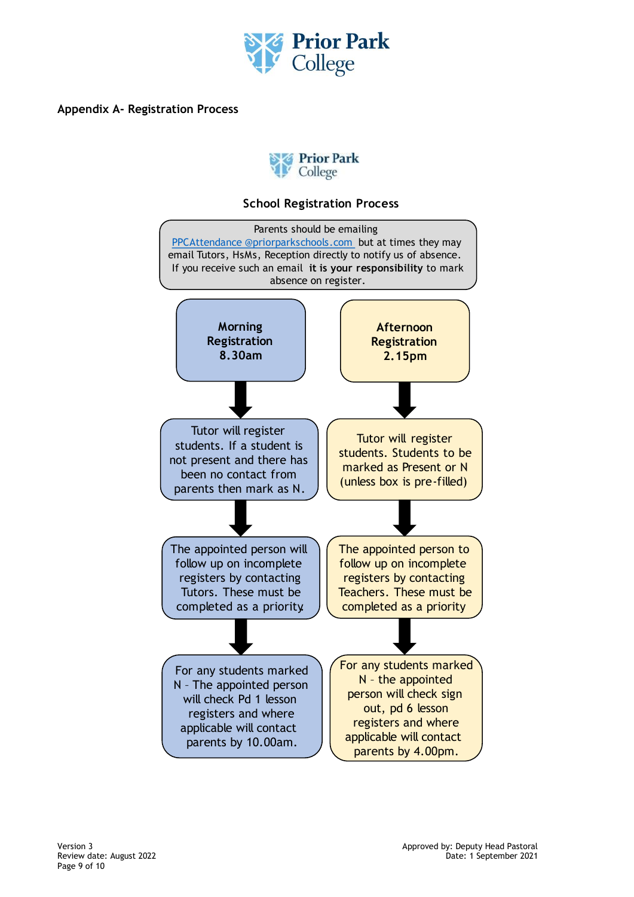## Appendix A- Registration Process

### School Registration Process

Parents should be emailing PPCAttendance @priorparkschools.com but at times they may email Tutors, HsMs, Reception directly to notify us of absence. If you receive such an email **it is your responsibility** to mark absence on register.

**Morning Registration 8.30am**

Tutor will register students. If a student is not present and there has been no contact from parents then mark as N.

The appointed person will follow up on incomplete registers by contacting Tutors. These must be completed as a priority

For any students marked N – The appointed person will check Pd 1 lesson registers and where applicable will contact parents by 10.00am.

**Afternoon Registration 2.15pm**

Tutor will register students. Students to be marked as Present or N (unless box is pre-filled)

The appointed person to follow up on incomplete registers by contacting Teachers. These must be completed as a priority

For any students marked N – the appointed person will check sign out, pd 6 lesson registers and where applicable will contact parents by 4.00pm.

Version 3
Review date: August 2022

Approved by: Deputy Head Pastoral
Date: 1 September 2021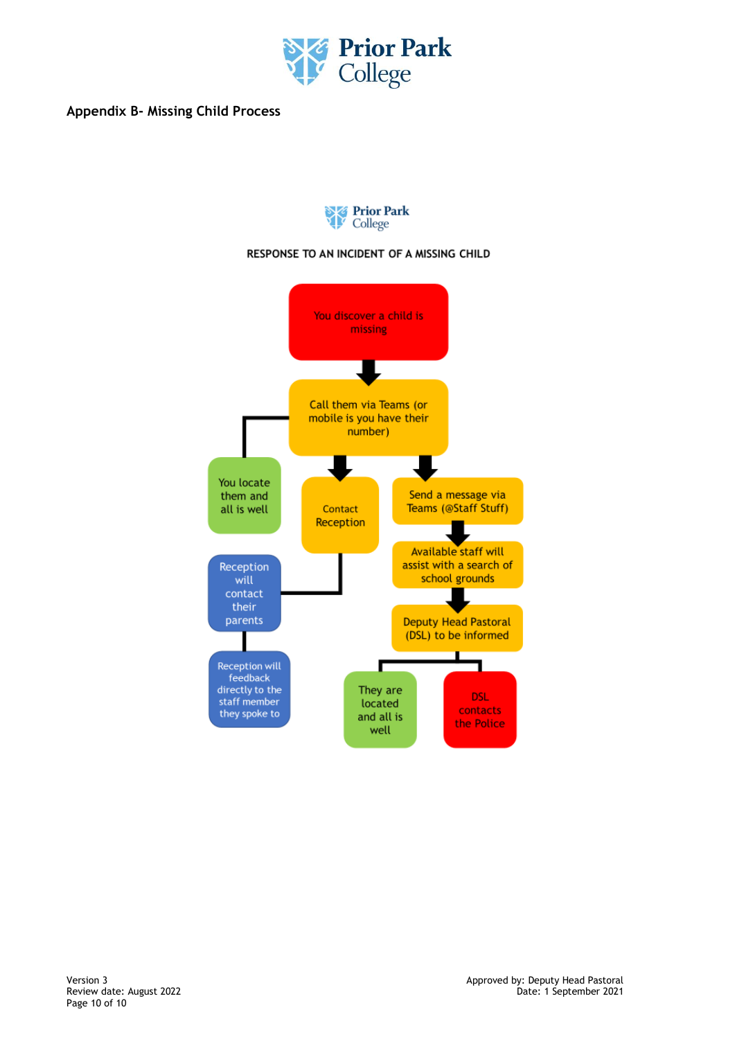## Appendix B- Missing Child Process

RESPONSE TO AN INCIDENT OF A MISSING CHILD

You discover a child is missing

Call them via Teams (or mobile is you have their number)

You locate them and all is well

Contact Reception

Send a message via Teams (@Staff Stuff)

Available staff will assist with a search of school grounds

Reception will contact their parents

Deputy Head Pastoral (DSL) to be informed

Reception will feedback directly to the staff member they spoke to

They are located and all is well

DSL contacts the Police

Version 3
Review date: August 2022

Approved by: Deputy Head Pastoral
Date: 1 September 2021